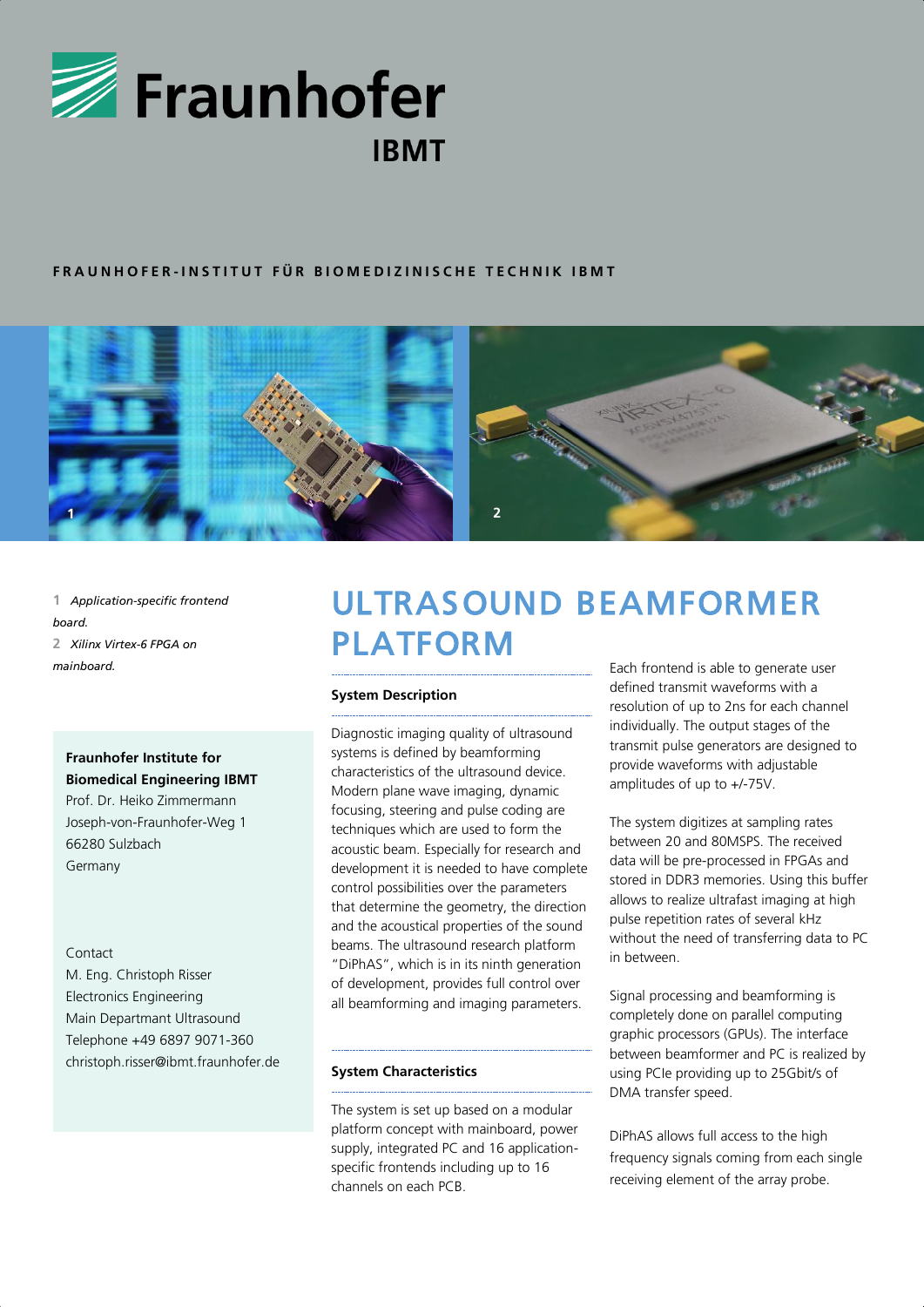# Fraunhofer IBMT

**FRAUNHOFER-INSTITUT FÜR BIOMEDIZINISCHE TECHNIK IBMT**

**1** *Application-specific frontend board.*
**2** *Xilinx Virtex-6 FPGA on mainboard.*

**Fraunhofer Institute for Biomedical Engineering IBMT**
Prof. Dr. Heiko Zimmermann
Joseph-von-Fraunhofer-Weg 1
66280 Sulzbach
Germany

Contact
M. Eng. Christoph Risser
Electronics Engineering
Main Departmant Ultrasound
Telephone +49 6897 9071-360
christoph.risser@ibmt.fraunhofer.de

# ULTRASOUND BEAMFORMER PLATFORM

### System Description

Diagnostic imaging quality of ultrasound systems is defined by beamforming characteristics of the ultrasound device. Modern plane wave imaging, dynamic focusing, steering and pulse coding are techniques which are used to form the acoustic beam. Especially for research and development it is needed to have complete control possibilities over the parameters that determine the geometry, the direction and the acoustical properties of the sound beams. The ultrasound research platform "DiPhAS", which is in its ninth generation of development, provides full control over all beamforming and imaging parameters.

### System Characteristics

The system is set up based on a modular platform concept with mainboard, power supply, integrated PC and 16 application-specific frontends including up to 16 channels on each PCB.

Each frontend is able to generate user defined transmit waveforms with a resolution of up to 2ns for each channel individually. The output stages of the transmit pulse generators are designed to provide waveforms with adjustable amplitudes of up to +/-75V.

The system digitizes at sampling rates between 20 and 80MSPS. The received data will be pre-processed in FPGAs and stored in DDR3 memories. Using this buffer allows to realize ultrafast imaging at high pulse repetition rates of several kHz without the need of transferring data to PC in between.

Signal processing and beamforming is completely done on parallel computing graphic processors (GPUs). The interface between beamformer and PC is realized by using PCIe providing up to 25Gbit/s of DMA transfer speed.

DiPhAS allows full access to the high frequency signals coming from each single receiving element of the array probe.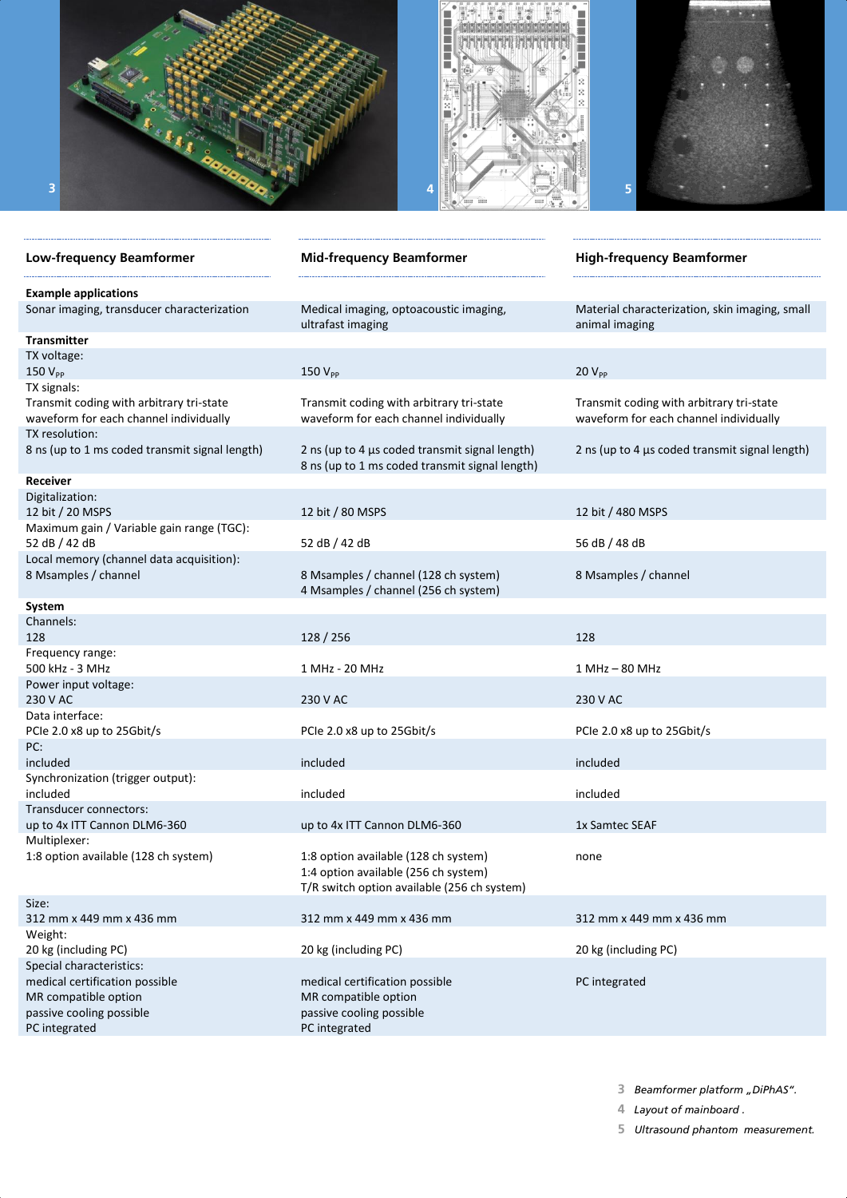| Low-frequency Beamformer | Mid-frequency Beamformer | High-frequency Beamformer |
|---|---|---|
| **Example applications** | | |
| Sonar imaging, transducer characterization | Medical imaging, optoacoustic imaging, ultrafast imaging | Material characterization, skin imaging, small animal imaging |
| **Transmitter** | | |
| TX voltage: 150 $V_{PP}$ | 150 $V_{PP}$ | 20 $V_{PP}$ |
| TX signals: Transmit coding with arbitrary tri-state waveform for each channel individually | Transmit coding with arbitrary tri-state waveform for each channel individually | Transmit coding with arbitrary tri-state waveform for each channel individually |
| TX resolution: 8 ns (up to 1 ms coded transmit signal length) | 2 ns (up to 4 µs coded transmit signal length)<br>8 ns (up to 1 ms coded transmit signal length) | 2 ns (up to 4 µs coded transmit signal length) |
| **Receiver** | | |
| Digitalization: 12 bit / 20 MSPS | 12 bit / 80 MSPS | 12 bit / 480 MSPS |
| Maximum gain / Variable gain range (TGC): 52 dB / 42 dB | 52 dB / 42 dB | 56 dB / 48 dB |
| Local memory (channel data acquisition): 8 Msamples / channel | 8 Msamples / channel (128 ch system)<br>4 Msamples / channel (256 ch system) | 8 Msamples / channel |
| **System** | | |
| Channels: 128 | 128 / 256 | 128 |
| Frequency range: 500 kHz - 3 MHz | 1 MHz - 20 MHz | 1 MHz – 80 MHz |
| Power input voltage: 230 V AC | 230 V AC | 230 V AC |
| Data interface: PCIe 2.0 x8 up to 25Gbit/s | PCIe 2.0 x8 up to 25Gbit/s | PCIe 2.0 x8 up to 25Gbit/s |
| PC: included | included | included |
| Synchronization (trigger output): included | included | included |
| Transducer connectors: up to 4x ITT Cannon DLM6-360 | up to 4x ITT Cannon DLM6-360 | 1x Samtec SEAF |
| Multiplexer: 1:8 option available (128 ch system) | 1:8 option available (128 ch system)<br>1:4 option available (256 ch system)<br>T/R switch option available (256 ch system) | none |
| Size: 312 mm x 449 mm x 436 mm | 312 mm x 449 mm x 436 mm | 312 mm x 449 mm x 436 mm |
| Weight: 20 kg (including PC) | 20 kg (including PC) | 20 kg (including PC) |
| Special characteristics: medical certification possible<br>MR compatible option<br>passive cooling possible<br>PC integrated | medical certification possible<br>MR compatible option<br>passive cooling possible<br>PC integrated | PC integrated |

*3 Beamformer platform „DiPhAS“.*

*4 Layout of mainboard .*

*5 Ultrasound phantom measurement.*